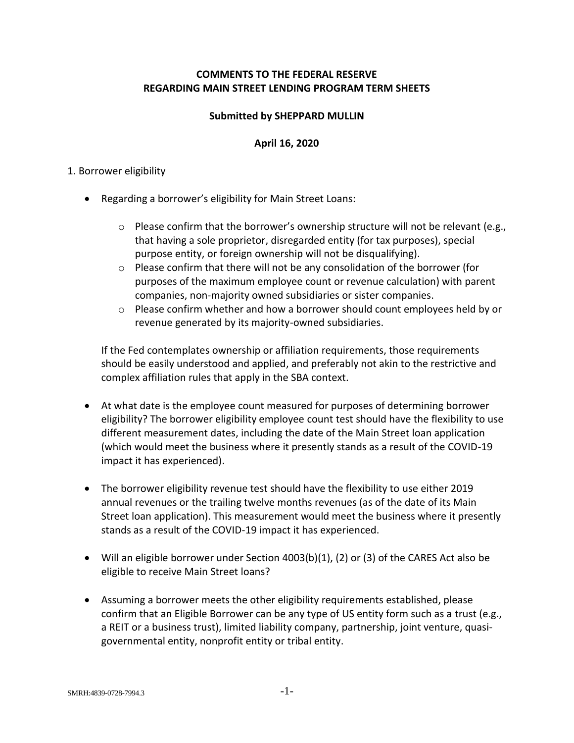**COMMENTS TO THE FEDERAL RESERVE**
**REGARDING MAIN STREET LENDING PROGRAM TERM SHEETS**

**Submitted by SHEPPARD MULLIN**

**April 16, 2020**

1. Borrower eligibility

- Regarding a borrower's eligibility for Main Street Loans:
  - Please confirm that the borrower's ownership structure will not be relevant (e.g., that having a sole proprietor, disregarded entity (for tax purposes), special purpose entity, or foreign ownership will not be disqualifying).
  - Please confirm that there will not be any consolidation of the borrower (for purposes of the maximum employee count or revenue calculation) with parent companies, non-majority owned subsidiaries or sister companies.
  - Please confirm whether and how a borrower should count employees held by or revenue generated by its majority-owned subsidiaries.

  If the Fed contemplates ownership or affiliation requirements, those requirements should be easily understood and applied, and preferably not akin to the restrictive and complex affiliation rules that apply in the SBA context.

- At what date is the employee count measured for purposes of determining borrower eligibility? The borrower eligibility employee count test should have the flexibility to use different measurement dates, including the date of the Main Street loan application (which would meet the business where it presently stands as a result of the COVID-19 impact it has experienced).

- The borrower eligibility revenue test should have the flexibility to use either 2019 annual revenues or the trailing twelve months revenues (as of the date of its Main Street loan application). This measurement would meet the business where it presently stands as a result of the COVID-19 impact it has experienced.

- Will an eligible borrower under Section 4003(b)(1), (2) or (3) of the CARES Act also be eligible to receive Main Street loans?

- Assuming a borrower meets the other eligibility requirements established, please confirm that an Eligible Borrower can be any type of US entity form such as a trust (e.g., a REIT or a business trust), limited liability company, partnership, joint venture, quasi-governmental entity, nonprofit entity or tribal entity.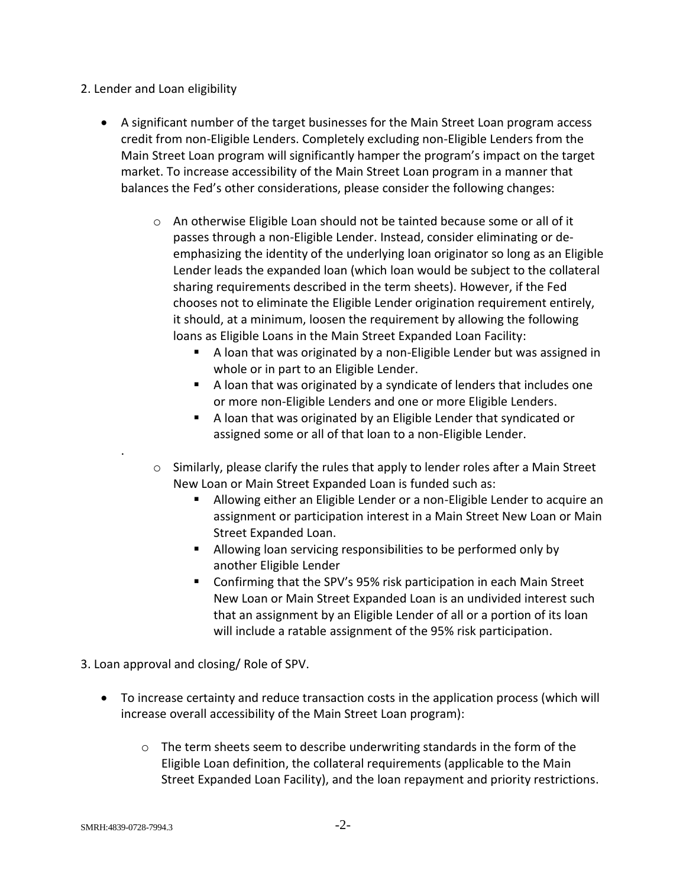2. Lender and Loan eligibility

- A significant number of the target businesses for the Main Street Loan program access credit from non-Eligible Lenders. Completely excluding non-Eligible Lenders from the Main Street Loan program will significantly hamper the program's impact on the target market. To increase accessibility of the Main Street Loan program in a manner that balances the Fed's other considerations, please consider the following changes:
  - An otherwise Eligible Loan should not be tainted because some or all of it passes through a non-Eligible Lender. Instead, consider eliminating or de-emphasizing the identity of the underlying loan originator so long as an Eligible Lender leads the expanded loan (which loan would be subject to the collateral sharing requirements described in the term sheets). However, if the Fed chooses not to eliminate the Eligible Lender origination requirement entirely, it should, at a minimum, loosen the requirement by allowing the following loans as Eligible Loans in the Main Street Expanded Loan Facility:
    - A loan that was originated by a non-Eligible Lender but was assigned in whole or in part to an Eligible Lender.
    - A loan that was originated by a syndicate of lenders that includes one or more non-Eligible Lenders and one or more Eligible Lenders.
    - A loan that was originated by an Eligible Lender that syndicated or assigned some or all of that loan to a non-Eligible Lender.
  - Similarly, please clarify the rules that apply to lender roles after a Main Street New Loan or Main Street Expanded Loan is funded such as:
    - Allowing either an Eligible Lender or a non-Eligible Lender to acquire an assignment or participation interest in a Main Street New Loan or Main Street Expanded Loan.
    - Allowing loan servicing responsibilities to be performed only by another Eligible Lender
    - Confirming that the SPV's 95% risk participation in each Main Street New Loan or Main Street Expanded Loan is an undivided interest such that an assignment by an Eligible Lender of all or a portion of its loan will include a ratable assignment of the 95% risk participation.

3. Loan approval and closing/ Role of SPV.

- To increase certainty and reduce transaction costs in the application process (which will increase overall accessibility of the Main Street Loan program):
  - The term sheets seem to describe underwriting standards in the form of the Eligible Loan definition, the collateral requirements (applicable to the Main Street Expanded Loan Facility), and the loan repayment and priority restrictions.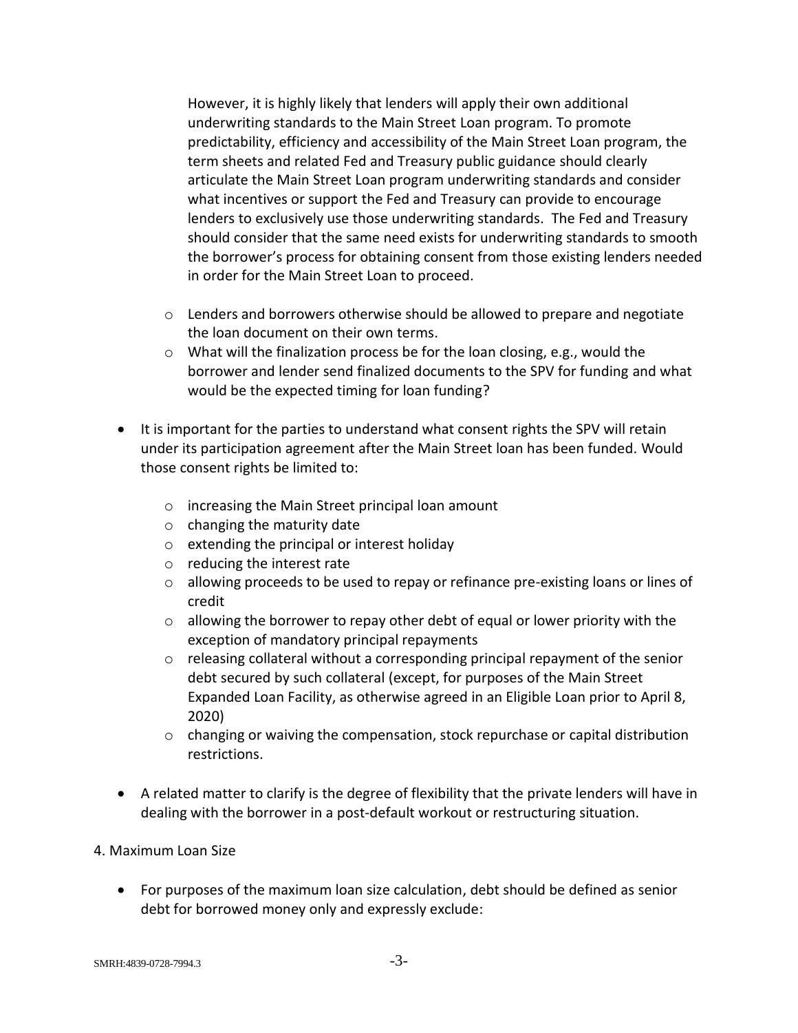However, it is highly likely that lenders will apply their own additional underwriting standards to the Main Street Loan program. To promote predictability, efficiency and accessibility of the Main Street Loan program, the term sheets and related Fed and Treasury public guidance should clearly articulate the Main Street Loan program underwriting standards and consider what incentives or support the Fed and Treasury can provide to encourage lenders to exclusively use those underwriting standards. The Fed and Treasury should consider that the same need exists for underwriting standards to smooth the borrower's process for obtaining consent from those existing lenders needed in order for the Main Street Loan to proceed.

  - Lenders and borrowers otherwise should be allowed to prepare and negotiate the loan document on their own terms.
  - What will the finalization process be for the loan closing, e.g., would the borrower and lender send finalized documents to the SPV for funding and what would be the expected timing for loan funding?

- It is important for the parties to understand what consent rights the SPV will retain under its participation agreement after the Main Street loan has been funded. Would those consent rights be limited to:
  - increasing the Main Street principal loan amount
  - changing the maturity date
  - extending the principal or interest holiday
  - reducing the interest rate
  - allowing proceeds to be used to repay or refinance pre-existing loans or lines of credit
  - allowing the borrower to repay other debt of equal or lower priority with the exception of mandatory principal repayments
  - releasing collateral without a corresponding principal repayment of the senior debt secured by such collateral (except, for purposes of the Main Street Expanded Loan Facility, as otherwise agreed in an Eligible Loan prior to April 8, 2020)
  - changing or waiving the compensation, stock repurchase or capital distribution restrictions.

- A related matter to clarify is the degree of flexibility that the private lenders will have in dealing with the borrower in a post-default workout or restructuring situation.

4. Maximum Loan Size

- For purposes of the maximum loan size calculation, debt should be defined as senior debt for borrowed money only and expressly exclude: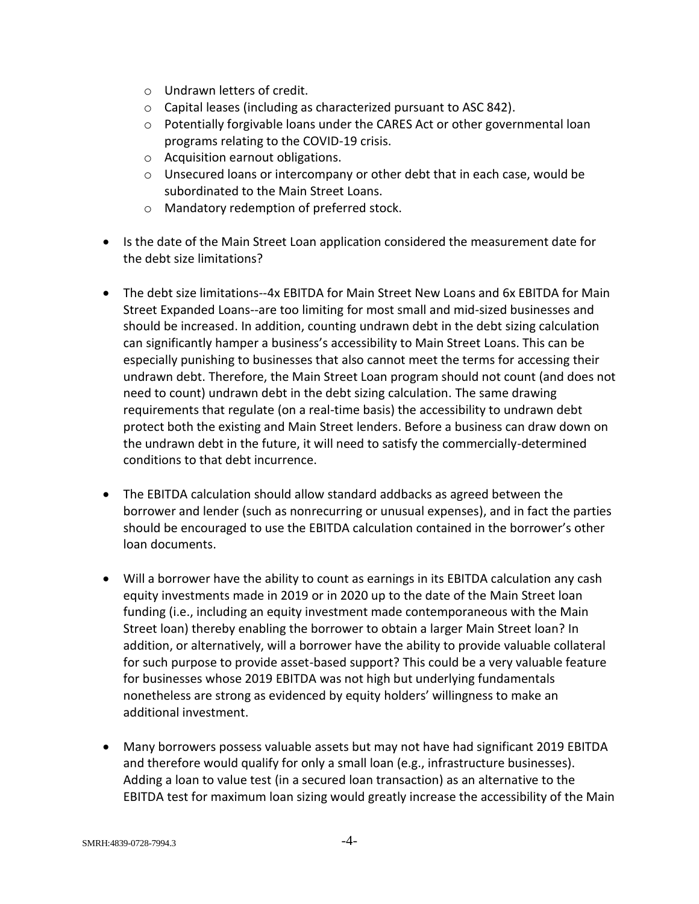- Undrawn letters of credit.
    - Capital leases (including as characterized pursuant to ASC 842).
    - Potentially forgivable loans under the CARES Act or other governmental loan programs relating to the COVID-19 crisis.
    - Acquisition earnout obligations.
    - Unsecured loans or intercompany or other debt that in each case, would be subordinated to the Main Street Loans.
    - Mandatory redemption of preferred stock.

- Is the date of the Main Street Loan application considered the measurement date for the debt size limitations?

- The debt size limitations--4x EBITDA for Main Street New Loans and 6x EBITDA for Main Street Expanded Loans--are too limiting for most small and mid-sized businesses and should be increased. In addition, counting undrawn debt in the debt sizing calculation can significantly hamper a business's accessibility to Main Street Loans. This can be especially punishing to businesses that also cannot meet the terms for accessing their undrawn debt. Therefore, the Main Street Loan program should not count (and does not need to count) undrawn debt in the debt sizing calculation. The same drawing requirements that regulate (on a real-time basis) the accessibility to undrawn debt protect both the existing and Main Street lenders. Before a business can draw down on the undrawn debt in the future, it will need to satisfy the commercially-determined conditions to that debt incurrence.

- The EBITDA calculation should allow standard addbacks as agreed between the borrower and lender (such as nonrecurring or unusual expenses), and in fact the parties should be encouraged to use the EBITDA calculation contained in the borrower's other loan documents.

- Will a borrower have the ability to count as earnings in its EBITDA calculation any cash equity investments made in 2019 or in 2020 up to the date of the Main Street loan funding (i.e., including an equity investment made contemporaneous with the Main Street loan) thereby enabling the borrower to obtain a larger Main Street loan? In addition, or alternatively, will a borrower have the ability to provide valuable collateral for such purpose to provide asset-based support? This could be a very valuable feature for businesses whose 2019 EBITDA was not high but underlying fundamentals nonetheless are strong as evidenced by equity holders' willingness to make an additional investment.

- Many borrowers possess valuable assets but may not have had significant 2019 EBITDA and therefore would qualify for only a small loan (e.g., infrastructure businesses). Adding a loan to value test (in a secured loan transaction) as an alternative to the EBITDA test for maximum loan sizing would greatly increase the accessibility of the Main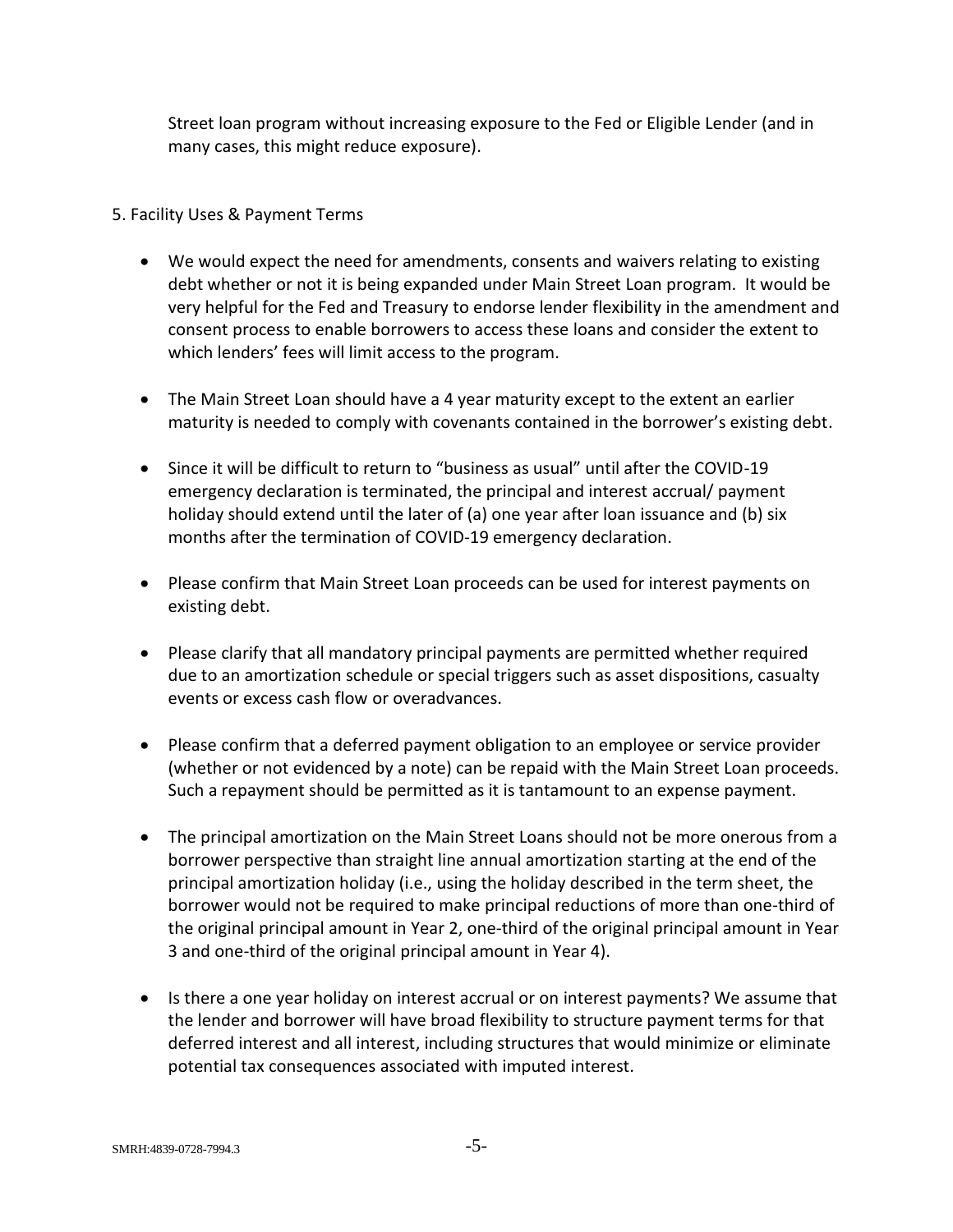Street loan program without increasing exposure to the Fed or Eligible Lender (and in many cases, this might reduce exposure).

5. Facility Uses & Payment Terms

- We would expect the need for amendments, consents and waivers relating to existing debt whether or not it is being expanded under Main Street Loan program. It would be very helpful for the Fed and Treasury to endorse lender flexibility in the amendment and consent process to enable borrowers to access these loans and consider the extent to which lenders' fees will limit access to the program.

- The Main Street Loan should have a 4 year maturity except to the extent an earlier maturity is needed to comply with covenants contained in the borrower's existing debt.

- Since it will be difficult to return to "business as usual" until after the COVID-19 emergency declaration is terminated, the principal and interest accrual/ payment holiday should extend until the later of (a) one year after loan issuance and (b) six months after the termination of COVID-19 emergency declaration.

- Please confirm that Main Street Loan proceeds can be used for interest payments on existing debt.

- Please clarify that all mandatory principal payments are permitted whether required due to an amortization schedule or special triggers such as asset dispositions, casualty events or excess cash flow or overadvances.

- Please confirm that a deferred payment obligation to an employee or service provider (whether or not evidenced by a note) can be repaid with the Main Street Loan proceeds. Such a repayment should be permitted as it is tantamount to an expense payment.

- The principal amortization on the Main Street Loans should not be more onerous from a borrower perspective than straight line annual amortization starting at the end of the principal amortization holiday (i.e., using the holiday described in the term sheet, the borrower would not be required to make principal reductions of more than one-third of the original principal amount in Year 2, one-third of the original principal amount in Year 3 and one-third of the original principal amount in Year 4).

- Is there a one year holiday on interest accrual or on interest payments? We assume that the lender and borrower will have broad flexibility to structure payment terms for that deferred interest and all interest, including structures that would minimize or eliminate potential tax consequences associated with imputed interest.

SMRH:4839-0728-7994.3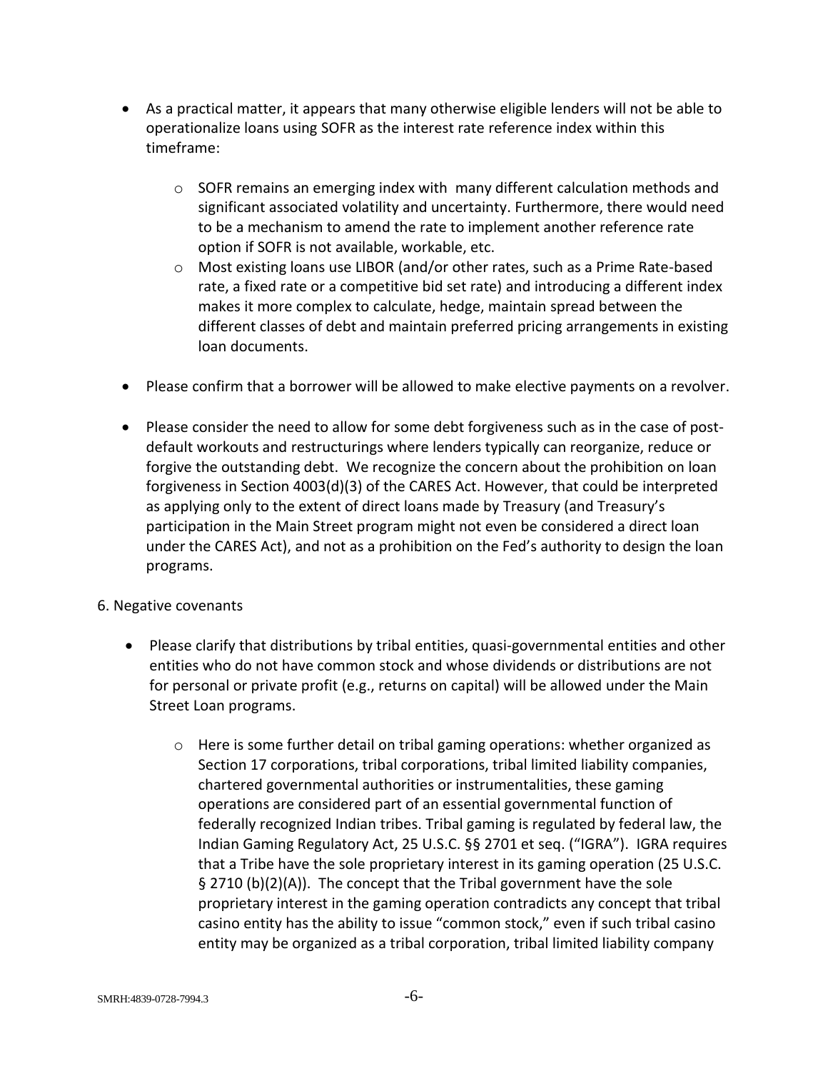- As a practical matter, it appears that many otherwise eligible lenders will not be able to operationalize loans using SOFR as the interest rate reference index within this timeframe:
  - SOFR remains an emerging index with many different calculation methods and significant associated volatility and uncertainty. Furthermore, there would need to be a mechanism to amend the rate to implement another reference rate option if SOFR is not available, workable, etc.
  - Most existing loans use LIBOR (and/or other rates, such as a Prime Rate-based rate, a fixed rate or a competitive bid set rate) and introducing a different index makes it more complex to calculate, hedge, maintain spread between the different classes of debt and maintain preferred pricing arrangements in existing loan documents.
- Please confirm that a borrower will be allowed to make elective payments on a revolver.
- Please consider the need to allow for some debt forgiveness such as in the case of post-default workouts and restructurings where lenders typically can reorganize, reduce or forgive the outstanding debt. We recognize the concern about the prohibition on loan forgiveness in Section 4003(d)(3) of the CARES Act. However, that could be interpreted as applying only to the extent of direct loans made by Treasury (and Treasury's participation in the Main Street program might not even be considered a direct loan under the CARES Act), and not as a prohibition on the Fed's authority to design the loan programs.

6. Negative covenants

- Please clarify that distributions by tribal entities, quasi-governmental entities and other entities who do not have common stock and whose dividends or distributions are not for personal or private profit (e.g., returns on capital) will be allowed under the Main Street Loan programs.
  - Here is some further detail on tribal gaming operations: whether organized as Section 17 corporations, tribal corporations, tribal limited liability companies, chartered governmental authorities or instrumentalities, these gaming operations are considered part of an essential governmental function of federally recognized Indian tribes. Tribal gaming is regulated by federal law, the Indian Gaming Regulatory Act, 25 U.S.C. §§ 2701 et seq. ("IGRA"). IGRA requires that a Tribe have the sole proprietary interest in its gaming operation (25 U.S.C. § 2710 (b)(2)(A)). The concept that the Tribal government have the sole proprietary interest in the gaming operation contradicts any concept that tribal casino entity has the ability to issue "common stock," even if such tribal casino entity may be organized as a tribal corporation, tribal limited liability company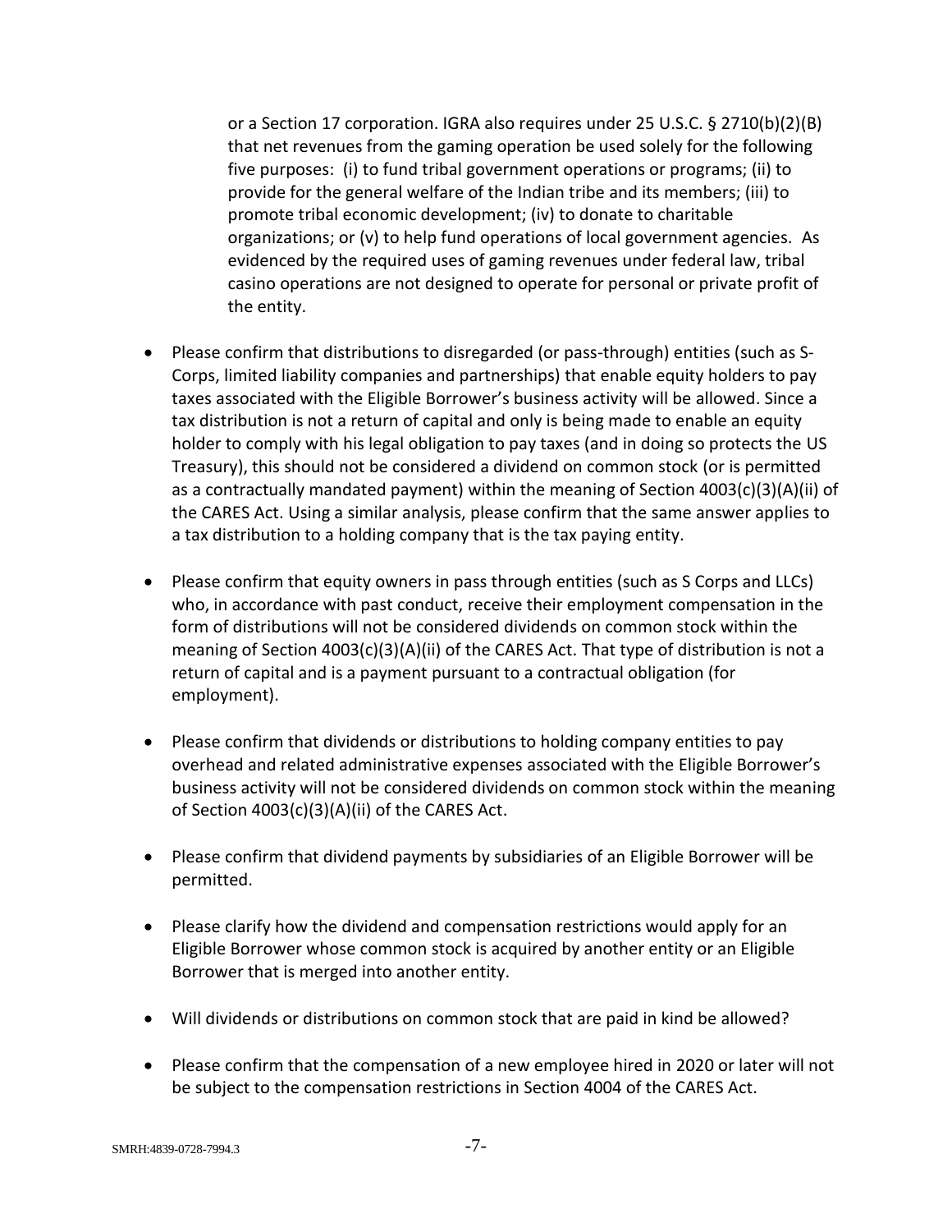or a Section 17 corporation. IGRA also requires under 25 U.S.C. § 2710(b)(2)(B) that net revenues from the gaming operation be used solely for the following five purposes: (i) to fund tribal government operations or programs; (ii) to provide for the general welfare of the Indian tribe and its members; (iii) to promote tribal economic development; (iv) to donate to charitable organizations; or (v) to help fund operations of local government agencies. As evidenced by the required uses of gaming revenues under federal law, tribal casino operations are not designed to operate for personal or private profit of the entity.

- Please confirm that distributions to disregarded (or pass-through) entities (such as S-Corps, limited liability companies and partnerships) that enable equity holders to pay taxes associated with the Eligible Borrower's business activity will be allowed. Since a tax distribution is not a return of capital and only is being made to enable an equity holder to comply with his legal obligation to pay taxes (and in doing so protects the US Treasury), this should not be considered a dividend on common stock (or is permitted as a contractually mandated payment) within the meaning of Section 4003(c)(3)(A)(ii) of the CARES Act. Using a similar analysis, please confirm that the same answer applies to a tax distribution to a holding company that is the tax paying entity.

- Please confirm that equity owners in pass through entities (such as S Corps and LLCs) who, in accordance with past conduct, receive their employment compensation in the form of distributions will not be considered dividends on common stock within the meaning of Section 4003(c)(3)(A)(ii) of the CARES Act. That type of distribution is not a return of capital and is a payment pursuant to a contractual obligation (for employment).

- Please confirm that dividends or distributions to holding company entities to pay overhead and related administrative expenses associated with the Eligible Borrower's business activity will not be considered dividends on common stock within the meaning of Section 4003(c)(3)(A)(ii) of the CARES Act.

- Please confirm that dividend payments by subsidiaries of an Eligible Borrower will be permitted.

- Please clarify how the dividend and compensation restrictions would apply for an Eligible Borrower whose common stock is acquired by another entity or an Eligible Borrower that is merged into another entity.

- Will dividends or distributions on common stock that are paid in kind be allowed?

- Please confirm that the compensation of a new employee hired in 2020 or later will not be subject to the compensation restrictions in Section 4004 of the CARES Act.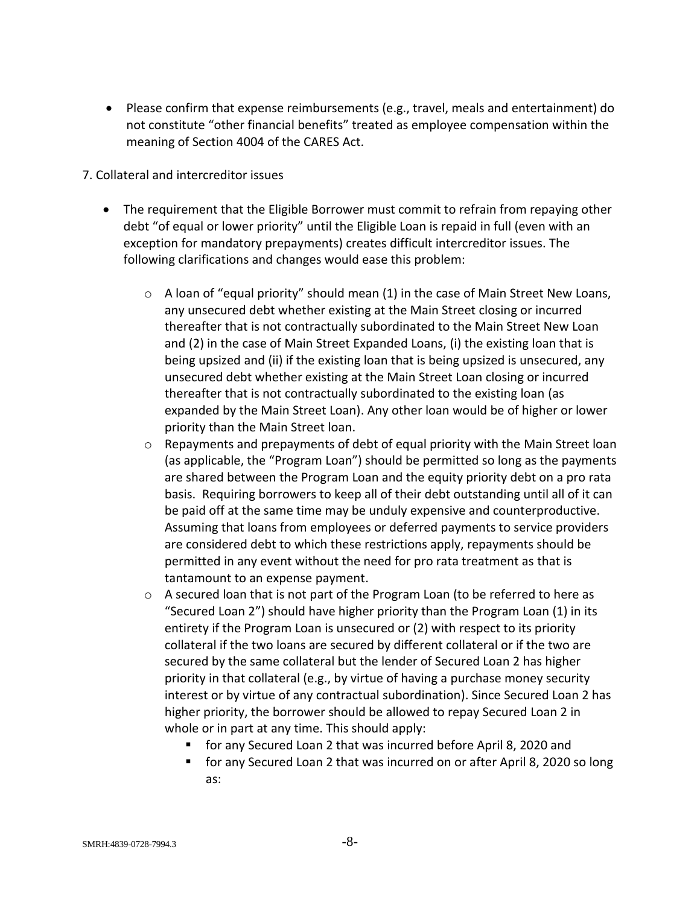- Please confirm that expense reimbursements (e.g., travel, meals and entertainment) do not constitute "other financial benefits" treated as employee compensation within the meaning of Section 4004 of the CARES Act.

7. Collateral and intercreditor issues

- The requirement that the Eligible Borrower must commit to refrain from repaying other debt "of equal or lower priority" until the Eligible Loan is repaid in full (even with an exception for mandatory prepayments) creates difficult intercreditor issues. The following clarifications and changes would ease this problem:
    - A loan of "equal priority" should mean (1) in the case of Main Street New Loans, any unsecured debt whether existing at the Main Street closing or incurred thereafter that is not contractually subordinated to the Main Street New Loan and (2) in the case of Main Street Expanded Loans, (i) the existing loan that is being upsized and (ii) if the existing loan that is being upsized is unsecured, any unsecured debt whether existing at the Main Street Loan closing or incurred thereafter that is not contractually subordinated to the existing loan (as expanded by the Main Street Loan). Any other loan would be of higher or lower priority than the Main Street loan.
    - Repayments and prepayments of debt of equal priority with the Main Street loan (as applicable, the "Program Loan") should be permitted so long as the payments are shared between the Program Loan and the equity priority debt on a pro rata basis. Requiring borrowers to keep all of their debt outstanding until all of it can be paid off at the same time may be unduly expensive and counterproductive. Assuming that loans from employees or deferred payments to service providers are considered debt to which these restrictions apply, repayments should be permitted in any event without the need for pro rata treatment as that is tantamount to an expense payment.
    - A secured loan that is not part of the Program Loan (to be referred to here as "Secured Loan 2") should have higher priority than the Program Loan (1) in its entirety if the Program Loan is unsecured or (2) with respect to its priority collateral if the two loans are secured by different collateral or if the two are secured by the same collateral but the lender of Secured Loan 2 has higher priority in that collateral (e.g., by virtue of having a purchase money security interest or by virtue of any contractual subordination). Since Secured Loan 2 has higher priority, the borrower should be allowed to repay Secured Loan 2 in whole or in part at any time. This should apply:
        - for any Secured Loan 2 that was incurred before April 8, 2020 and
        - for any Secured Loan 2 that was incurred on or after April 8, 2020 so long as: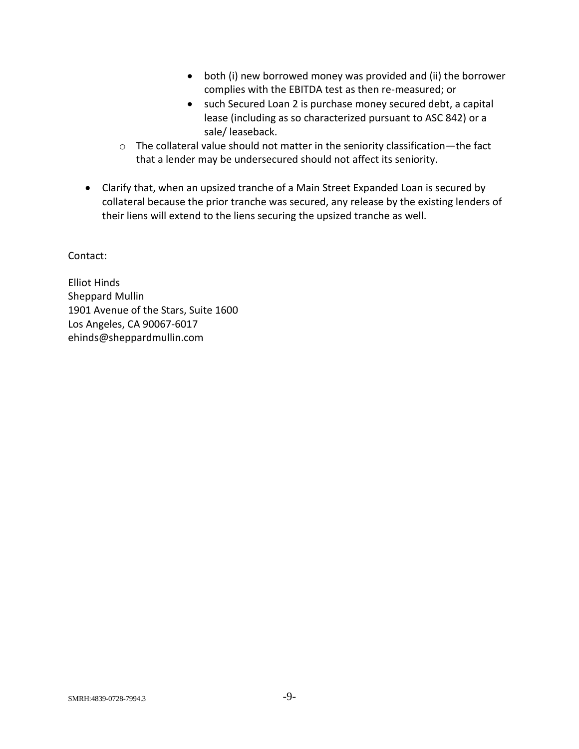- both (i) new borrowed money was provided and (ii) the borrower complies with the EBITDA test as then re-measured; or
        - such Secured Loan 2 is purchase money secured debt, a capital lease (including as so characterized pursuant to ASC 842) or a sale/ leaseback.
    - The collateral value should not matter in the seniority classification—the fact that a lender may be undersecured should not affect its seniority.

- Clarify that, when an upsized tranche of a Main Street Expanded Loan is secured by collateral because the prior tranche was secured, any release by the existing lenders of their liens will extend to the liens securing the upsized tranche as well.

Contact:

Elliot Hinds
Sheppard Mullin
1901 Avenue of the Stars, Suite 1600
Los Angeles, CA 90067-6017
ehinds@sheppardmullin.com

SMRH:4839-0728-7994.3